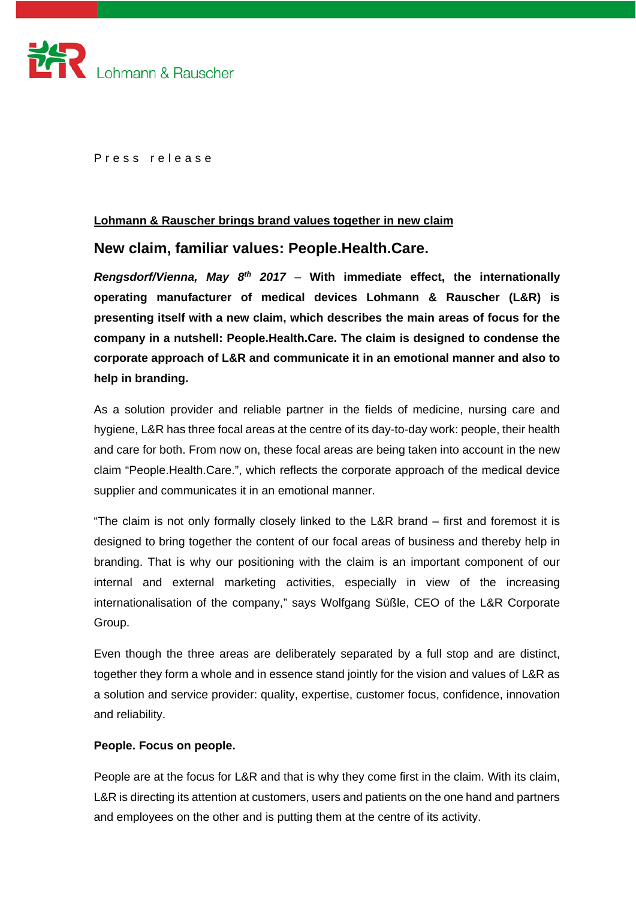Lohmann & Rauscher

Press release

**Lohmann & Rauscher brings brand values together in new claim**

## New claim, familiar values: People.Health.Care.

***Rengsdorf/Vienna, May 8th 2017*** – **With immediate effect, the internationally operating manufacturer of medical devices Lohmann & Rauscher (L&R) is presenting itself with a new claim, which describes the main areas of focus for the company in a nutshell: People.Health.Care. The claim is designed to condense the corporate approach of L&R and communicate it in an emotional manner and also to help in branding.**

As a solution provider and reliable partner in the fields of medicine, nursing care and hygiene, L&R has three focal areas at the centre of its day-to-day work: people, their health and care for both. From now on, these focal areas are being taken into account in the new claim "People.Health.Care.", which reflects the corporate approach of the medical device supplier and communicates it in an emotional manner.

"The claim is not only formally closely linked to the L&R brand – first and foremost it is designed to bring together the content of our focal areas of business and thereby help in branding. That is why our positioning with the claim is an important component of our internal and external marketing activities, especially in view of the increasing internationalisation of the company," says Wolfgang Süßle, CEO of the L&R Corporate Group.

Even though the three areas are deliberately separated by a full stop and are distinct, together they form a whole and in essence stand jointly for the vision and values of L&R as a solution and service provider: quality, expertise, customer focus, confidence, innovation and reliability.

**People. Focus on people.**

People are at the focus for L&R and that is why they come first in the claim. With its claim, L&R is directing its attention at customers, users and patients on the one hand and partners and employees on the other and is putting them at the centre of its activity.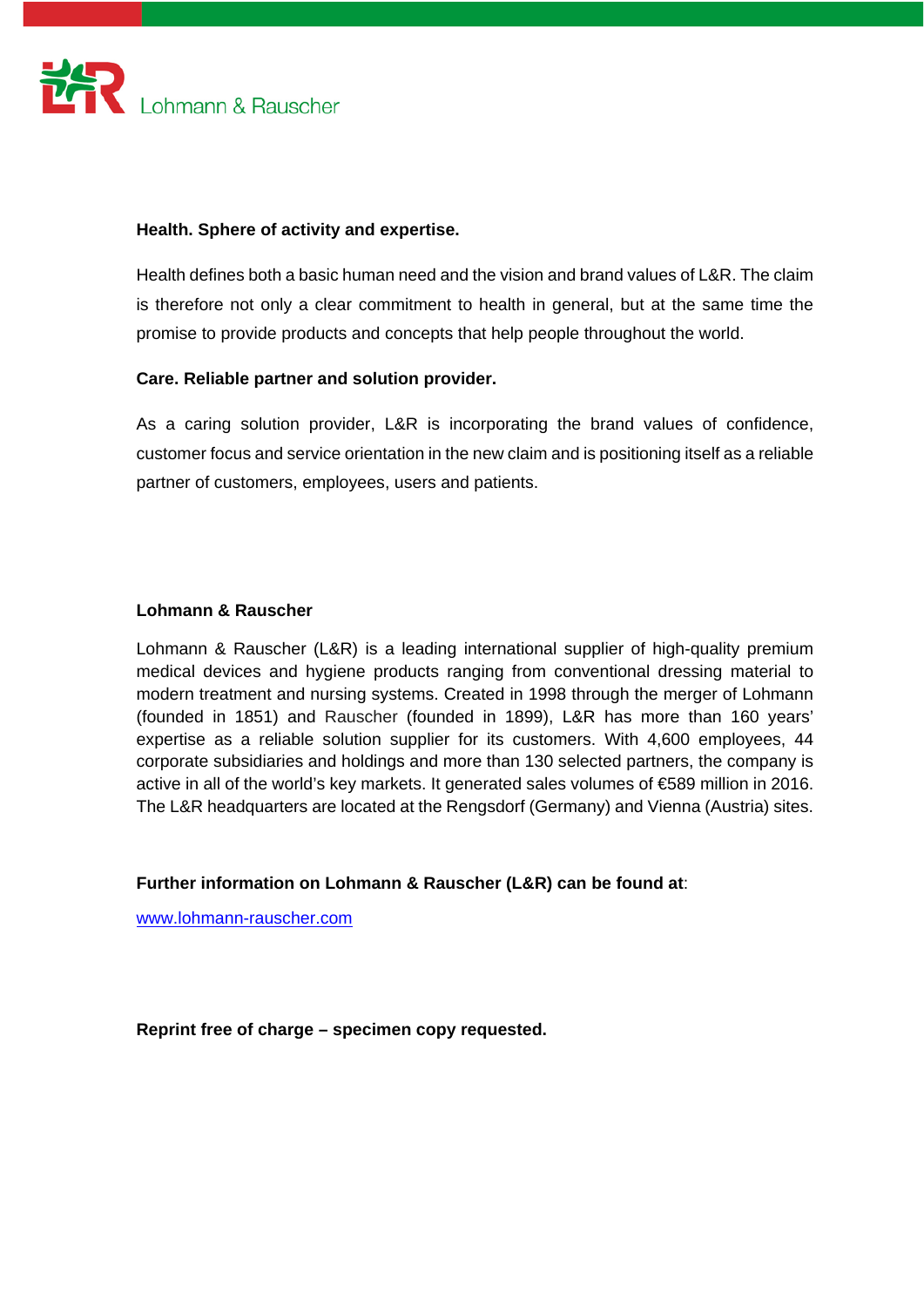**Health. Sphere of activity and expertise.**

Health defines both a basic human need and the vision and brand values of L&R. The claim is therefore not only a clear commitment to health in general, but at the same time the promise to provide products and concepts that help people throughout the world.

**Care. Reliable partner and solution provider.**

As a caring solution provider, L&R is incorporating the brand values of confidence, customer focus and service orientation in the new claim and is positioning itself as a reliable partner of customers, employees, users and patients.

**Lohmann & Rauscher**

Lohmann & Rauscher (L&R) is a leading international supplier of high-quality premium medical devices and hygiene products ranging from conventional dressing material to modern treatment and nursing systems. Created in 1998 through the merger of Lohmann (founded in 1851) and Rauscher (founded in 1899), L&R has more than 160 years' expertise as a reliable solution supplier for its customers. With 4,600 employees, 44 corporate subsidiaries and holdings and more than 130 selected partners, the company is active in all of the world's key markets. It generated sales volumes of €589 million in 2016. The L&R headquarters are located at the Rengsdorf (Germany) and Vienna (Austria) sites.

**Further information on Lohmann & Rauscher (L&R) can be found at**:

www.lohmann-rauscher.com

**Reprint free of charge – specimen copy requested.**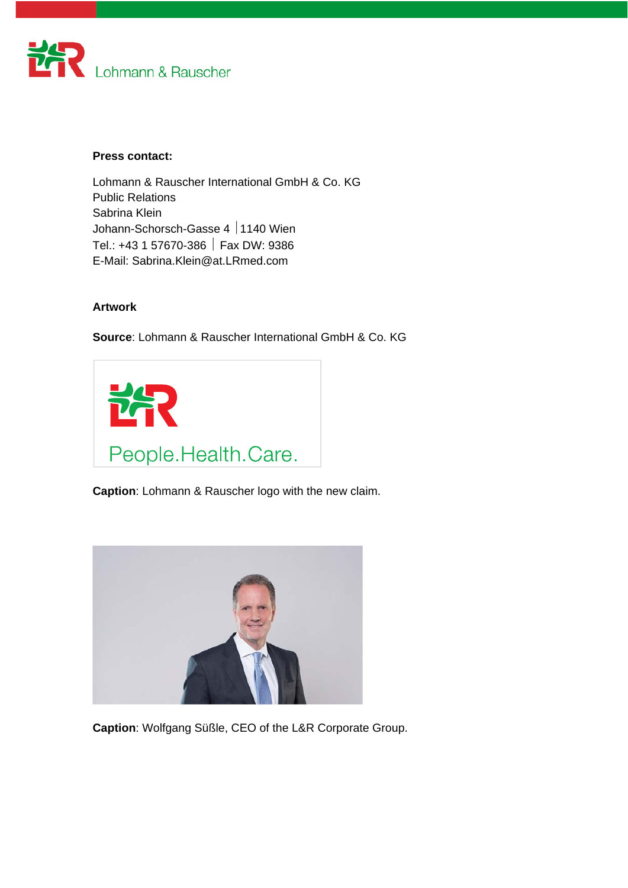**Press contact:**

Lohmann & Rauscher International GmbH & Co. KG
Public Relations
Sabrina Klein
Johann-Schorsch-Gasse 4 | 1140 Wien
Tel.: +43 1 57670-386 | Fax DW: 9386
E-Mail: Sabrina.Klein@at.LRmed.com

**Artwork**

**Source**: Lohmann & Rauscher International GmbH & Co. KG

**Caption**: Lohmann & Rauscher logo with the new claim.

**Caption**: Wolfgang Süßle, CEO of the L&R Corporate Group.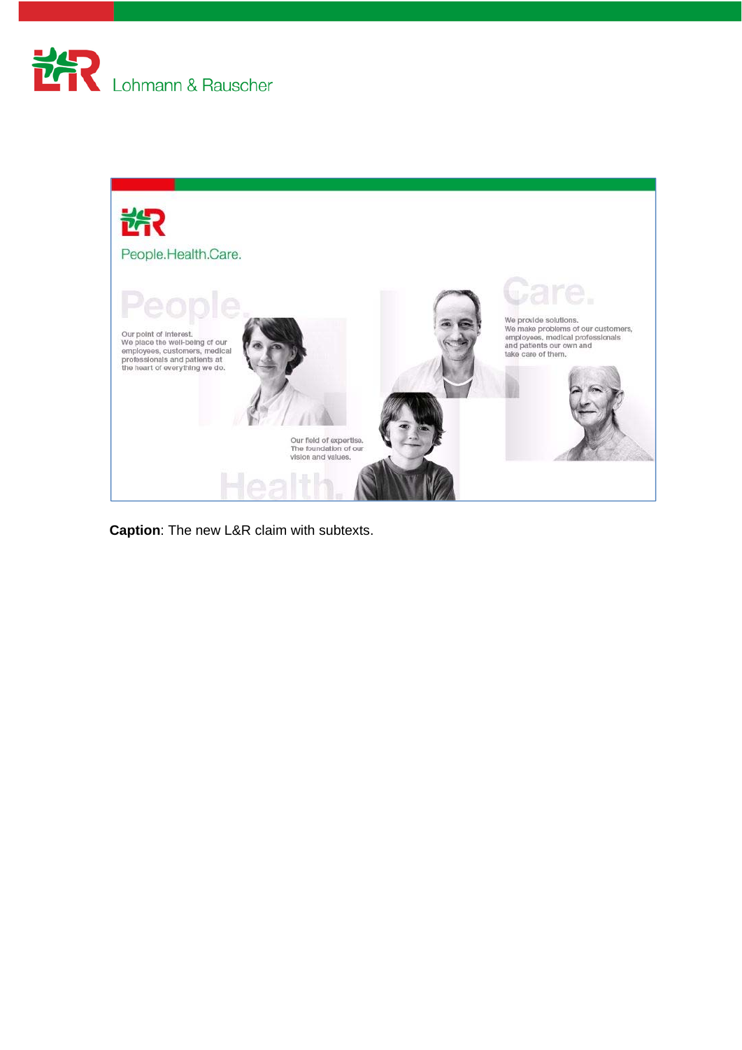People.Health.Care.

People.

Our point of interest.
We place the well-being of our employees, customers, medical professionals and patients at the heart of everything we do.

Care.

We provide solutions.
We make problems of our customers, employees, medical professionals and patients our own and take care of them.

Our field of expertise.
The foundation of our vision and values.

Health.

**Caption**: The new L&R claim with subtexts.